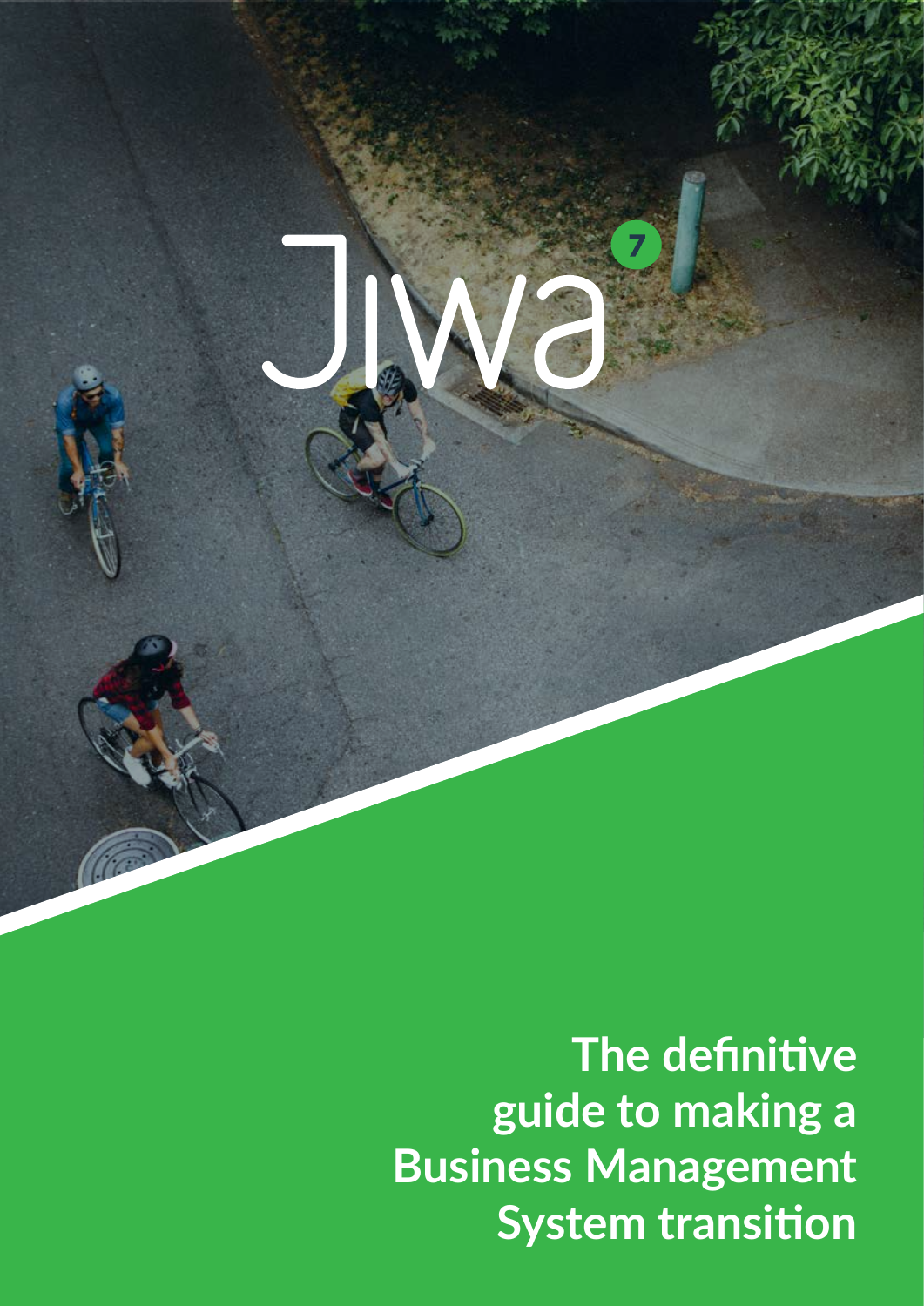Jiwa 7

# The definitive guide to making a Business Management System transition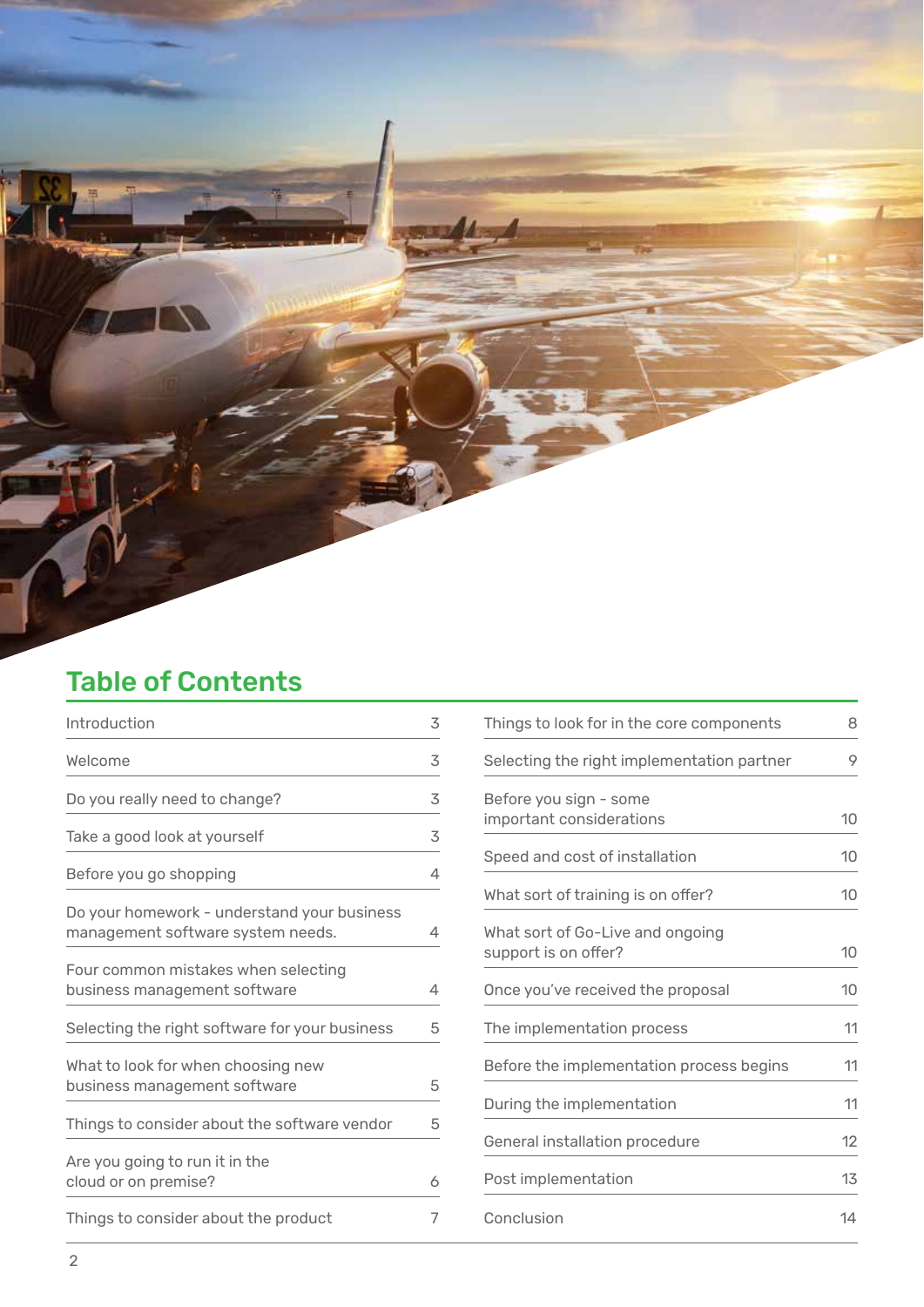## Table of Contents

| | |
|---|---|
| Introduction | 3 |
| Welcome | 3 |
| Do you really need to change? | 3 |
| Take a good look at yourself | 3 |
| Before you go shopping | 4 |
| Do your homework - understand your business management software system needs. | 4 |
| Four common mistakes when selecting business management software | 4 |
| Selecting the right software for your business | 5 |
| What to look for when choosing new business management software | 5 |
| Things to consider about the software vendor | 5 |
| Are you going to run it in the cloud or on premise? | 6 |
| Things to consider about the product | 7 |
| Things to look for in the core components | 8 |
| Selecting the right implementation partner | 9 |
| Before you sign - some important considerations | 10 |
| Speed and cost of installation | 10 |
| What sort of training is on offer? | 10 |
| What sort of Go-Live and ongoing support is on offer? | 10 |
| Once you've received the proposal | 10 |
| The implementation process | 11 |
| Before the implementation process begins | 11 |
| During the implementation | 11 |
| General installation procedure | 12 |
| Post implementation | 13 |
| Conclusion | 14 |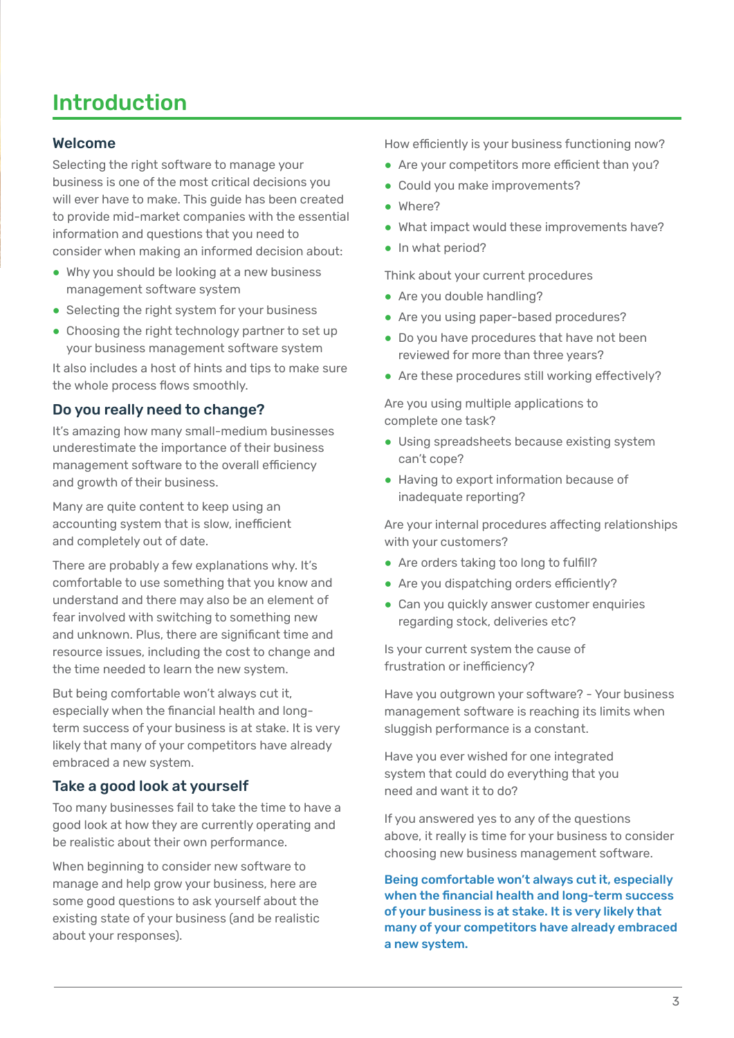# Introduction

### Welcome

Selecting the right software to manage your business is one of the most critical decisions you will ever have to make. This guide has been created to provide mid-market companies with the essential information and questions that you need to consider when making an informed decision about:

- Why you should be looking at a new business management software system
- Selecting the right system for your business
- Choosing the right technology partner to set up your business management software system

It also includes a host of hints and tips to make sure the whole process flows smoothly.

### Do you really need to change?

It's amazing how many small-medium businesses underestimate the importance of their business management software to the overall efficiency and growth of their business.

Many are quite content to keep using an accounting system that is slow, inefficient and completely out of date.

There are probably a few explanations why. It's comfortable to use something that you know and understand and there may also be an element of fear involved with switching to something new and unknown. Plus, there are significant time and resource issues, including the cost to change and the time needed to learn the new system.

But being comfortable won't always cut it, especially when the financial health and long-term success of your business is at stake. It is very likely that many of your competitors have already embraced a new system.

### Take a good look at yourself

Too many businesses fail to take the time to have a good look at how they are currently operating and be realistic about their own performance.

When beginning to consider new software to manage and help grow your business, here are some good questions to ask yourself about the existing state of your business (and be realistic about your responses).

How efficiently is your business functioning now?

- Are your competitors more efficient than you?
- Could you make improvements?
- Where?
- What impact would these improvements have?
- In what period?

Think about your current procedures

- Are you double handling?
- Are you using paper-based procedures?
- Do you have procedures that have not been reviewed for more than three years?
- Are these procedures still working effectively?

Are you using multiple applications to complete one task?

- Using spreadsheets because existing system can't cope?
- Having to export information because of inadequate reporting?

Are your internal procedures affecting relationships with your customers?

- Are orders taking too long to fulfill?
- Are you dispatching orders efficiently?
- Can you quickly answer customer enquiries regarding stock, deliveries etc?

Is your current system the cause of frustration or inefficiency?

Have you outgrown your software? - Your business management software is reaching its limits when sluggish performance is a constant.

Have you ever wished for one integrated system that could do everything that you need and want it to do?

If you answered yes to any of the questions above, it really is time for your business to consider choosing new business management software.

**Being comfortable won't always cut it, especially when the financial health and long-term success of your business is at stake. It is very likely that many of your competitors have already embraced a new system.**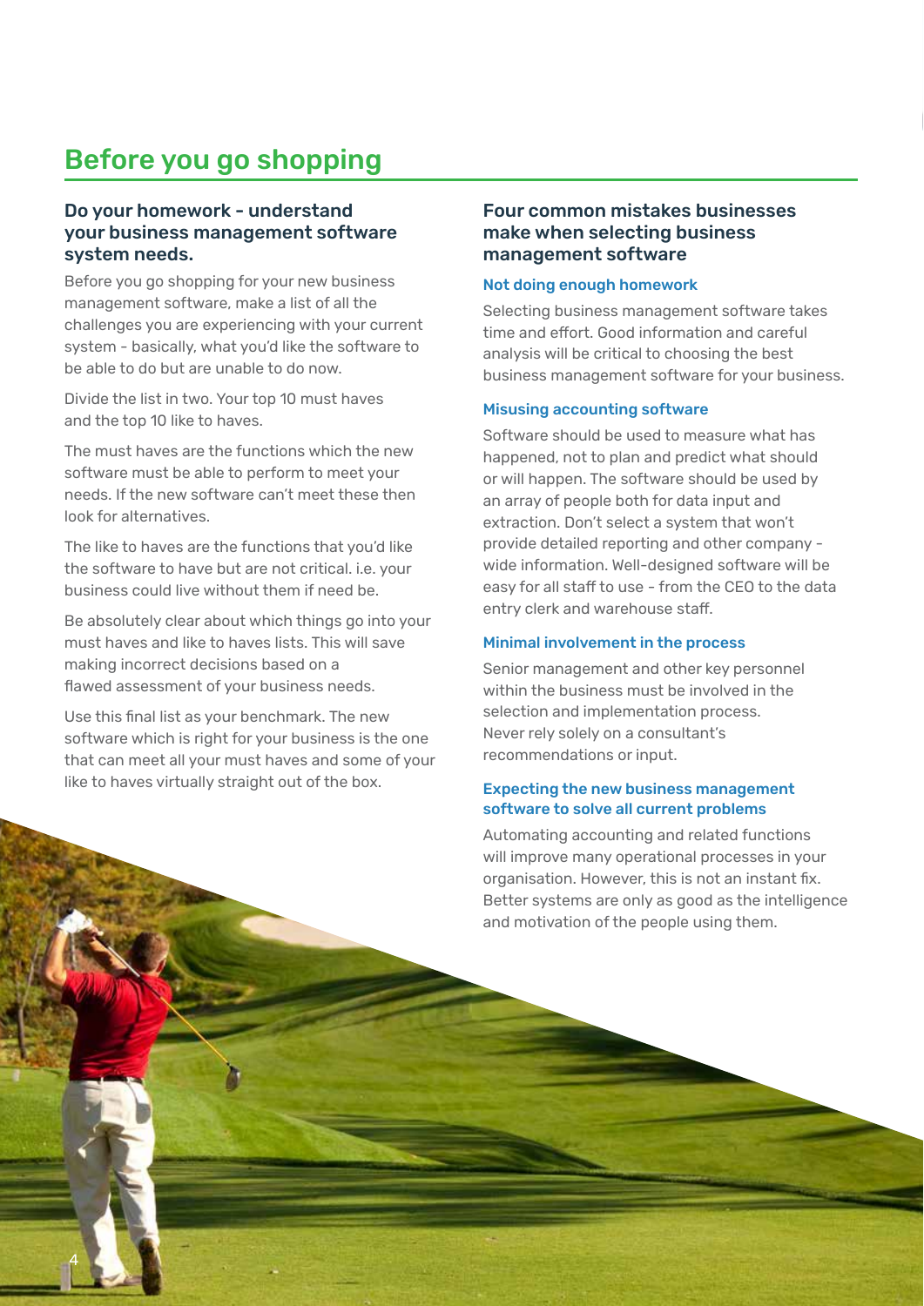# Before you go shopping

## Do your homework - understand your business management software system needs.

Before you go shopping for your new business management software, make a list of all the challenges you are experiencing with your current system - basically, what you'd like the software to be able to do but are unable to do now.

Divide the list in two. Your top 10 must haves and the top 10 like to haves.

The must haves are the functions which the new software must be able to perform to meet your needs. If the new software can't meet these then look for alternatives.

The like to haves are the functions that you'd like the software to have but are not critical. i.e. your business could live without them if need be.

Be absolutely clear about which things go into your must haves and like to haves lists. This will save making incorrect decisions based on a flawed assessment of your business needs.

Use this final list as your benchmark. The new software which is right for your business is the one that can meet all your must haves and some of your like to haves virtually straight out of the box.

## Four common mistakes businesses make when selecting business management software

### Not doing enough homework

Selecting business management software takes time and effort. Good information and careful analysis will be critical to choosing the best business management software for your business.

### Misusing accounting software

Software should be used to measure what has happened, not to plan and predict what should or will happen. The software should be used by an array of people both for data input and extraction. Don't select a system that won't provide detailed reporting and other company - wide information. Well-designed software will be easy for all staff to use - from the CEO to the data entry clerk and warehouse staff.

### Minimal involvement in the process

Senior management and other key personnel within the business must be involved in the selection and implementation process. Never rely solely on a consultant's recommendations or input.

### Expecting the new business management software to solve all current problems

Automating accounting and related functions will improve many operational processes in your organisation. However, this is not an instant fix. Better systems are only as good as the intelligence and motivation of the people using them.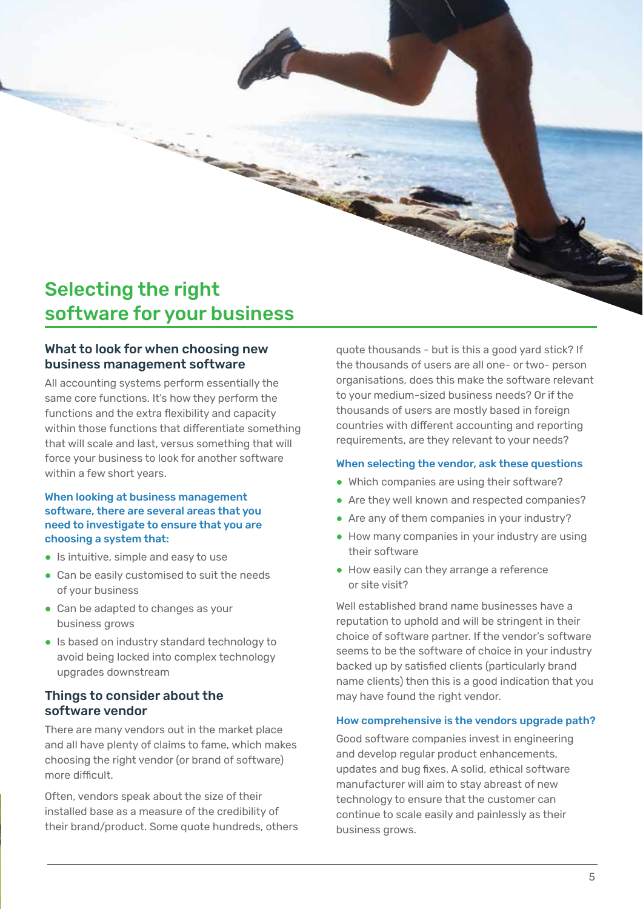# Selecting the right software for your business

## What to look for when choosing new business management software

All accounting systems perform essentially the same core functions. It's how they perform the functions and the extra flexibility and capacity within those functions that differentiate something that will scale and last, versus something that will force your business to look for another software within a few short years.

### When looking at business management software, there are several areas that you need to investigate to ensure that you are choosing a system that:

- Is intuitive, simple and easy to use
- Can be easily customised to suit the needs of your business
- Can be adapted to changes as your business grows
- Is based on industry standard technology to avoid being locked into complex technology upgrades downstream

## Things to consider about the software vendor

There are many vendors out in the market place and all have plenty of claims to fame, which makes choosing the right vendor (or brand of software) more difficult.

Often, vendors speak about the size of their installed base as a measure of the credibility of their brand/product. Some quote hundreds, others quote thousands - but is this a good yard stick? If the thousands of users are all one- or two- person organisations, does this make the software relevant to your medium-sized business needs? Or if the thousands of users are mostly based in foreign countries with different accounting and reporting requirements, are they relevant to your needs?

### When selecting the vendor, ask these questions

- Which companies are using their software?
- Are they well known and respected companies?
- Are any of them companies in your industry?
- How many companies in your industry are using their software
- How easily can they arrange a reference or site visit?

Well established brand name businesses have a reputation to uphold and will be stringent in their choice of software partner. If the vendor's software seems to be the software of choice in your industry backed up by satisfied clients (particularly brand name clients) then this is a good indication that you may have found the right vendor.

### How comprehensive is the vendors upgrade path?

Good software companies invest in engineering and develop regular product enhancements, updates and bug fixes. A solid, ethical software manufacturer will aim to stay abreast of new technology to ensure that the customer can continue to scale easily and painlessly as their business grows.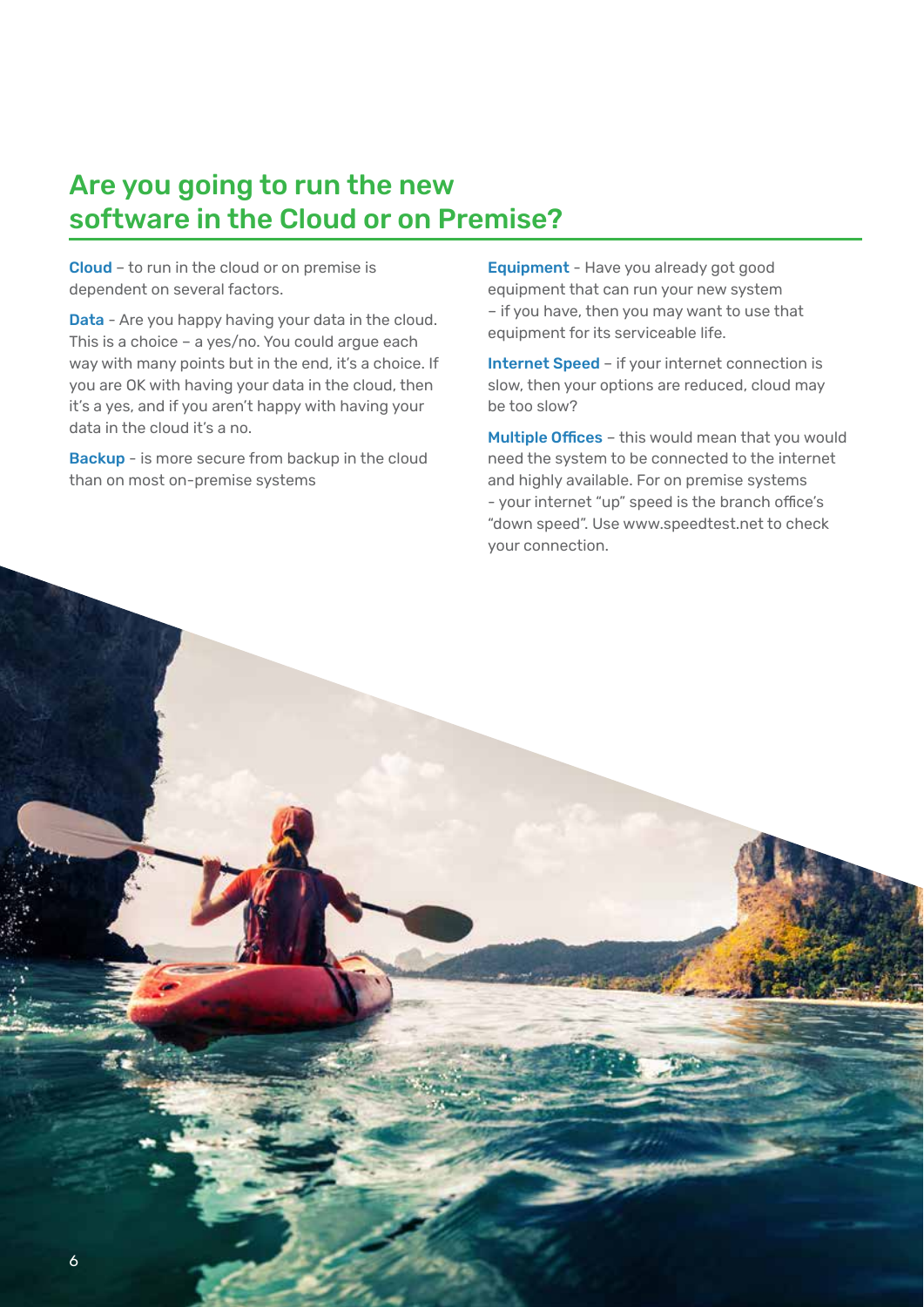## Are you going to run the new software in the Cloud or on Premise?

**Cloud** – to run in the cloud or on premise is dependent on several factors.

**Data** - Are you happy having your data in the cloud. This is a choice – a yes/no. You could argue each way with many points but in the end, it's a choice. If you are OK with having your data in the cloud, then it's a yes, and if you aren't happy with having your data in the cloud it's a no.

**Backup** - is more secure from backup in the cloud than on most on-premise systems

**Equipment** - Have you already got good equipment that can run your new system – if you have, then you may want to use that equipment for its serviceable life.

**Internet Speed** – if your internet connection is slow, then your options are reduced, cloud may be too slow?

**Multiple Offices** – this would mean that you would need the system to be connected to the internet and highly available. For on premise systems - your internet "up" speed is the branch office's "down speed". Use www.speedtest.net to check your connection.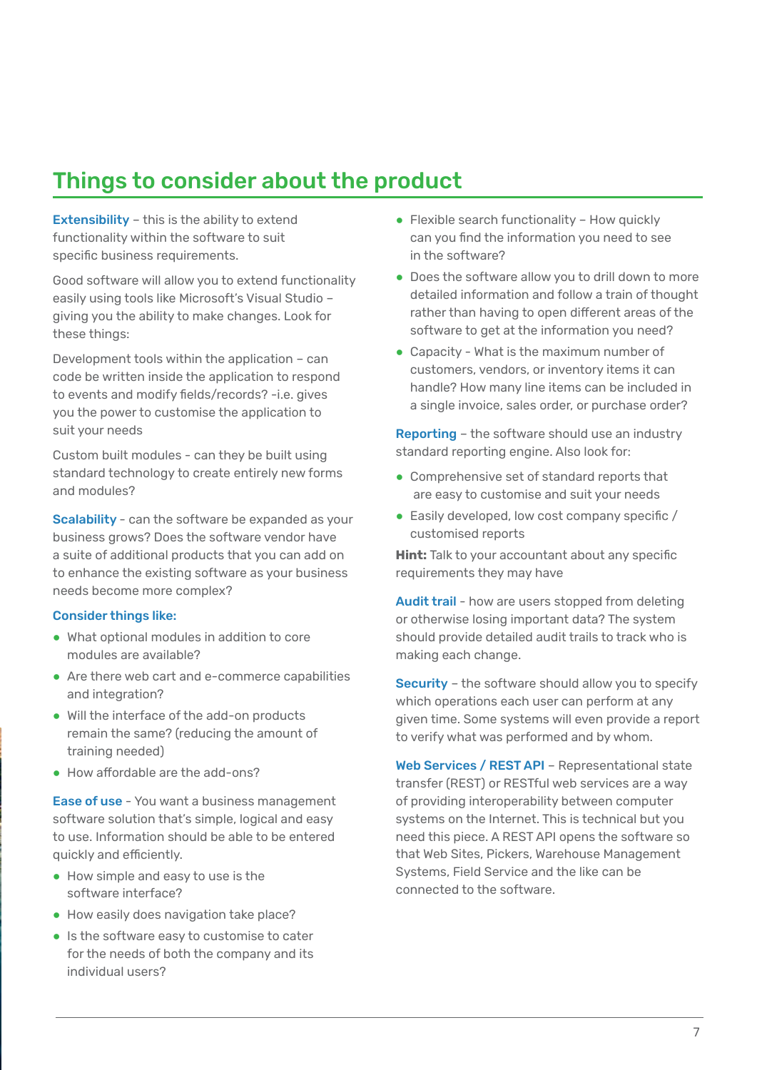## Things to consider about the product

**Extensibility** – this is the ability to extend functionality within the software to suit specific business requirements.

Good software will allow you to extend functionality easily using tools like Microsoft's Visual Studio – giving you the ability to make changes. Look for these things:

Development tools within the application – can code be written inside the application to respond to events and modify fields/records? -i.e. gives you the power to customise the application to suit your needs

Custom built modules - can they be built using standard technology to create entirely new forms and modules?

**Scalability** - can the software be expanded as your business grows? Does the software vendor have a suite of additional products that you can add on to enhance the existing software as your business needs become more complex?

**Consider things like:**

- What optional modules in addition to core modules are available?
- Are there web cart and e-commerce capabilities and integration?
- Will the interface of the add-on products remain the same? (reducing the amount of training needed)
- How affordable are the add-ons?

**Ease of use** - You want a business management software solution that's simple, logical and easy to use. Information should be able to be entered quickly and efficiently.

- How simple and easy to use is the software interface?
- How easily does navigation take place?
- Is the software easy to customise to cater for the needs of both the company and its individual users?
- Flexible search functionality – How quickly can you find the information you need to see in the software?
- Does the software allow you to drill down to more detailed information and follow a train of thought rather than having to open different areas of the software to get at the information you need?
- Capacity - What is the maximum number of customers, vendors, or inventory items it can handle? How many line items can be included in a single invoice, sales order, or purchase order?

**Reporting** – the software should use an industry standard reporting engine. Also look for:

- Comprehensive set of standard reports that are easy to customise and suit your needs
- Easily developed, low cost company specific / customised reports

**Hint:** Talk to your accountant about any specific requirements they may have

**Audit trail** - how are users stopped from deleting or otherwise losing important data? The system should provide detailed audit trails to track who is making each change.

**Security** – the software should allow you to specify which operations each user can perform at any given time. Some systems will even provide a report to verify what was performed and by whom.

**Web Services / REST API** – Representational state transfer (REST) or RESTful web services are a way of providing interoperability between computer systems on the Internet. This is technical but you need this piece. A REST API opens the software so that Web Sites, Pickers, Warehouse Management Systems, Field Service and the like can be connected to the software.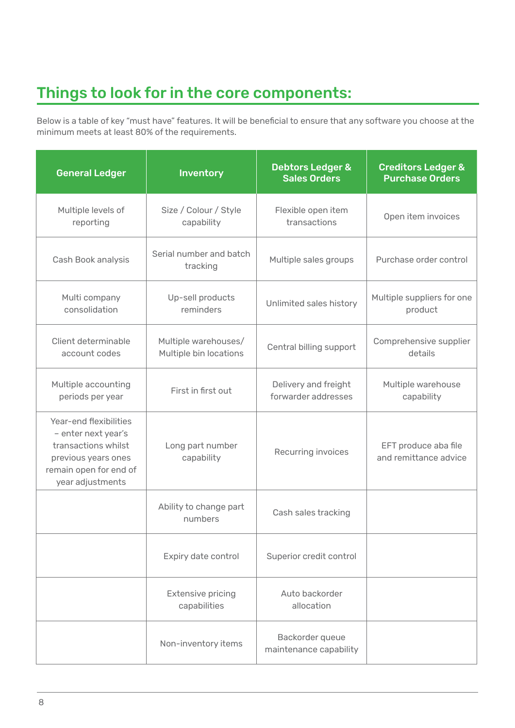# Things to look for in the core components:

Below is a table of key "must have" features. It will be beneficial to ensure that any software you choose at the minimum meets at least 80% of the requirements.

| General Ledger | Inventory | Debtors Ledger & Sales Orders | Creditors Ledger & Purchase Orders |
|---|---|---|---|
| Multiple levels of reporting | Size / Colour / Style capability | Flexible open item transactions | Open item invoices |
| Cash Book analysis | Serial number and batch tracking | Multiple sales groups | Purchase order control |
| Multi company consolidation | Up-sell products reminders | Unlimited sales history | Multiple suppliers for one product |
| Client determinable account codes | Multiple warehouses/ Multiple bin locations | Central billing support | Comprehensive supplier details |
| Multiple accounting periods per year | First in first out | Delivery and freight forwarder addresses | Multiple warehouse capability |
| Year-end flexibilities – enter next year's transactions whilst previous years ones remain open for end of year adjustments | Long part number capability | Recurring invoices | EFT produce aba file and remittance advice |
| | Ability to change part numbers | Cash sales tracking | |
| | Expiry date control | Superior credit control | |
| | Extensive pricing capabilities | Auto backorder allocation | |
| | Non-inventory items | Backorder queue maintenance capability | |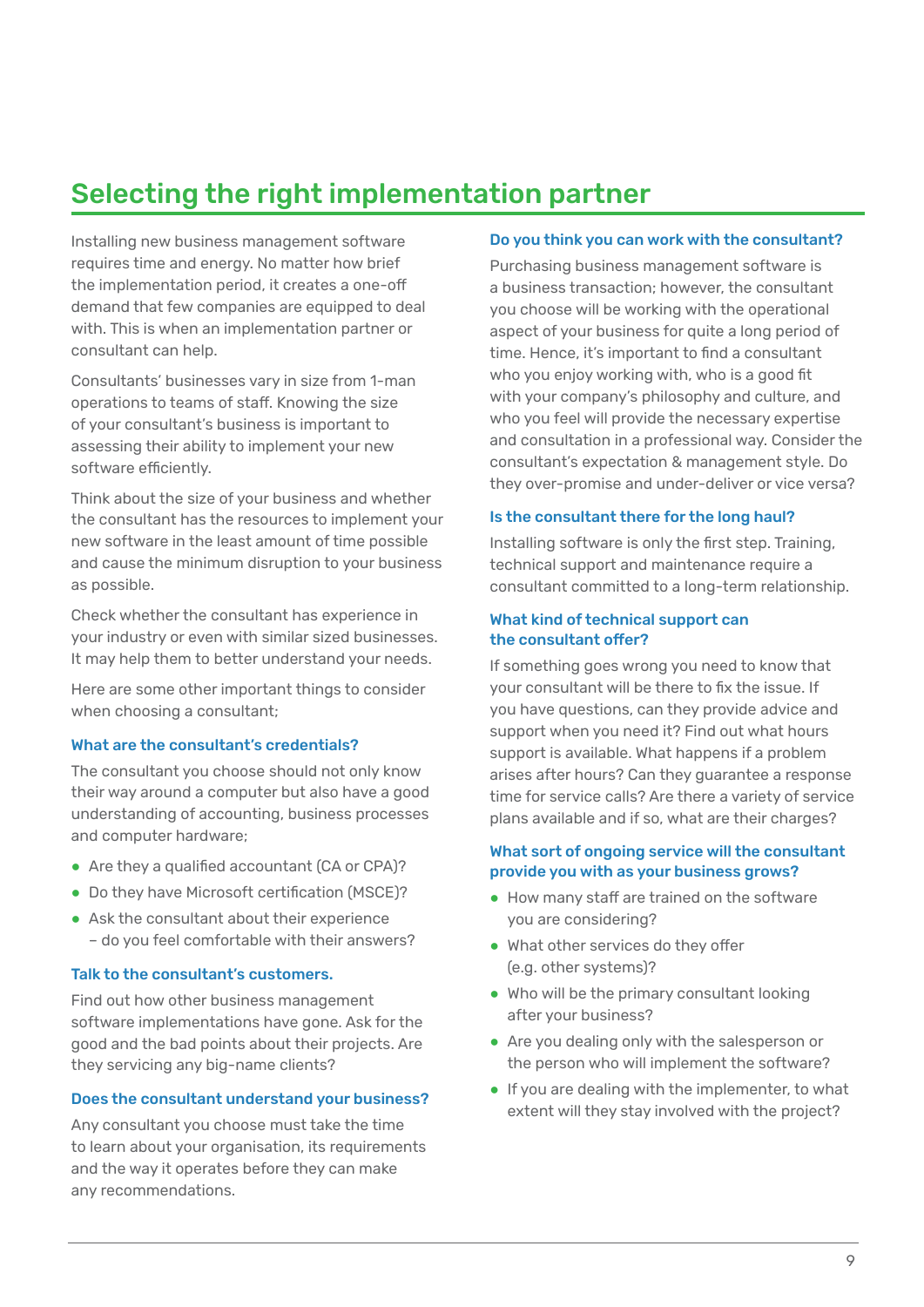# Selecting the right implementation partner

Installing new business management software requires time and energy. No matter how brief the implementation period, it creates a one-off demand that few companies are equipped to deal with. This is when an implementation partner or consultant can help.

Consultants' businesses vary in size from 1-man operations to teams of staff. Knowing the size of your consultant's business is important to assessing their ability to implement your new software efficiently.

Think about the size of your business and whether the consultant has the resources to implement your new software in the least amount of time possible and cause the minimum disruption to your business as possible.

Check whether the consultant has experience in your industry or even with similar sized businesses. It may help them to better understand your needs.

Here are some other important things to consider when choosing a consultant;

### What are the consultant's credentials?

The consultant you choose should not only know their way around a computer but also have a good understanding of accounting, business processes and computer hardware;

- Are they a qualified accountant (CA or CPA)?
- Do they have Microsoft certification (MSCE)?
- Ask the consultant about their experience – do you feel comfortable with their answers?

### Talk to the consultant's customers.

Find out how other business management software implementations have gone. Ask for the good and the bad points about their projects. Are they servicing any big-name clients?

### Does the consultant understand your business?

Any consultant you choose must take the time to learn about your organisation, its requirements and the way it operates before they can make any recommendations.

### Do you think you can work with the consultant?

Purchasing business management software is a business transaction; however, the consultant you choose will be working with the operational aspect of your business for quite a long period of time. Hence, it's important to find a consultant who you enjoy working with, who is a good fit with your company's philosophy and culture, and who you feel will provide the necessary expertise and consultation in a professional way. Consider the consultant's expectation & management style. Do they over-promise and under-deliver or vice versa?

### Is the consultant there for the long haul?

Installing software is only the first step. Training, technical support and maintenance require a consultant committed to a long-term relationship.

### What kind of technical support can the consultant offer?

If something goes wrong you need to know that your consultant will be there to fix the issue. If you have questions, can they provide advice and support when you need it? Find out what hours support is available. What happens if a problem arises after hours? Can they guarantee a response time for service calls? Are there a variety of service plans available and if so, what are their charges?

### What sort of ongoing service will the consultant provide you with as your business grows?

- How many staff are trained on the software you are considering?
- What other services do they offer (e.g. other systems)?
- Who will be the primary consultant looking after your business?
- Are you dealing only with the salesperson or the person who will implement the software?
- If you are dealing with the implementer, to what extent will they stay involved with the project?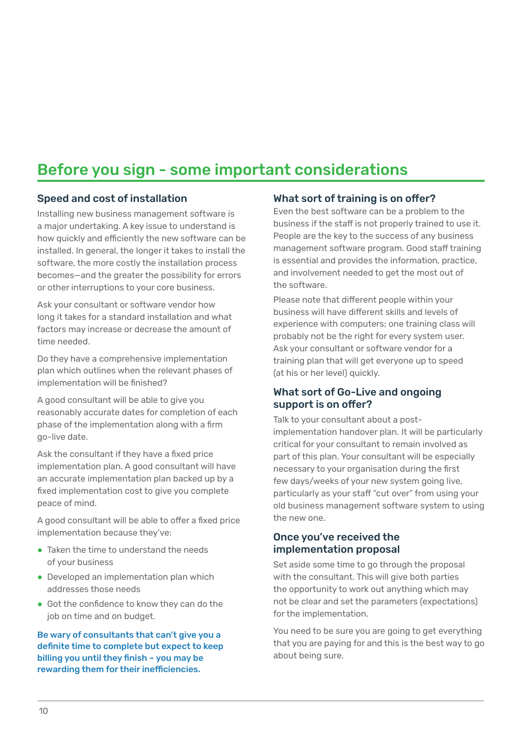# Before you sign - some important considerations

## Speed and cost of installation

Installing new business management software is a major undertaking. A key issue to understand is how quickly and efficiently the new software can be installed. In general, the longer it takes to install the software, the more costly the installation process becomes—and the greater the possibility for errors or other interruptions to your core business.

Ask your consultant or software vendor how long it takes for a standard installation and what factors may increase or decrease the amount of time needed.

Do they have a comprehensive implementation plan which outlines when the relevant phases of implementation will be finished?

A good consultant will be able to give you reasonably accurate dates for completion of each phase of the implementation along with a firm go-live date.

Ask the consultant if they have a fixed price implementation plan. A good consultant will have an accurate implementation plan backed up by a fixed implementation cost to give you complete peace of mind.

A good consultant will be able to offer a fixed price implementation because they've:

- Taken the time to understand the needs of your business
- Developed an implementation plan which addresses those needs
- Got the confidence to know they can do the job on time and on budget.

**Be wary of consultants that can't give you a definite time to complete but expect to keep billing you until they finish – you may be rewarding them for their inefficiencies.**

## What sort of training is on offer?

Even the best software can be a problem to the business if the staff is not properly trained to use it. People are the key to the success of any business management software program. Good staff training is essential and provides the information, practice, and involvement needed to get the most out of the software.

Please note that different people within your business will have different skills and levels of experience with computers; one training class will probably not be the right for every system user. Ask your consultant or software vendor for a training plan that will get everyone up to speed (at his or her level) quickly.

## What sort of Go-Live and ongoing support is on offer?

Talk to your consultant about a post-implementation handover plan. It will be particularly critical for your consultant to remain involved as part of this plan. Your consultant will be especially necessary to your organisation during the first few days/weeks of your new system going live, particularly as your staff "cut over" from using your old business management software system to using the new one.

## Once you've received the implementation proposal

Set aside some time to go through the proposal with the consultant. This will give both parties the opportunity to work out anything which may not be clear and set the parameters (expectations) for the implementation.

You need to be sure you are going to get everything that you are paying for and this is the best way to go about being sure.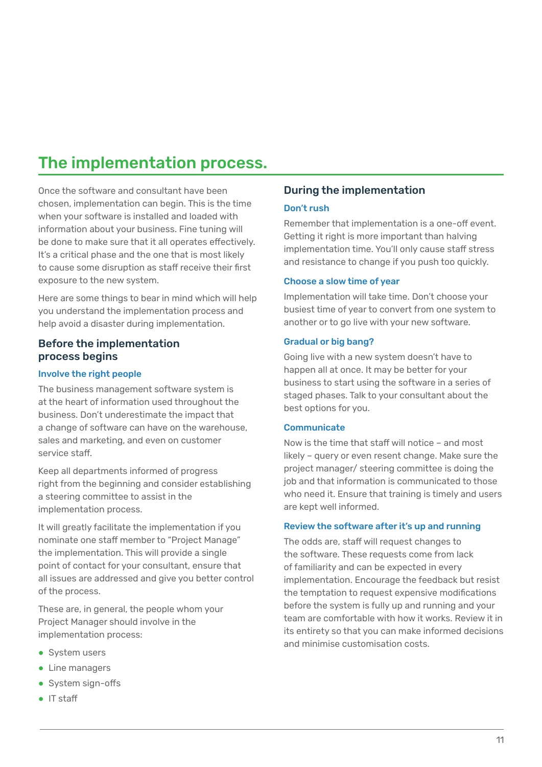# The implementation process.

Once the software and consultant have been chosen, implementation can begin. This is the time when your software is installed and loaded with information about your business. Fine tuning will be done to make sure that it all operates effectively. It's a critical phase and the one that is most likely to cause some disruption as staff receive their first exposure to the new system.

Here are some things to bear in mind which will help you understand the implementation process and help avoid a disaster during implementation.

## Before the implementation process begins

### Involve the right people

The business management software system is at the heart of information used throughout the business. Don't underestimate the impact that a change of software can have on the warehouse, sales and marketing, and even on customer service staff.

Keep all departments informed of progress right from the beginning and consider establishing a steering committee to assist in the implementation process.

It will greatly facilitate the implementation if you nominate one staff member to "Project Manage" the implementation. This will provide a single point of contact for your consultant, ensure that all issues are addressed and give you better control of the process.

These are, in general, the people whom your Project Manager should involve in the implementation process:

- System users
- Line managers
- System sign-offs
- IT staff

## During the implementation

### Don't rush

Remember that implementation is a one-off event. Getting it right is more important than halving implementation time. You'll only cause staff stress and resistance to change if you push too quickly.

### Choose a slow time of year

Implementation will take time. Don't choose your busiest time of year to convert from one system to another or to go live with your new software.

### Gradual or big bang?

Going live with a new system doesn't have to happen all at once. It may be better for your business to start using the software in a series of staged phases. Talk to your consultant about the best options for you.

### Communicate

Now is the time that staff will notice – and most likely – query or even resent change. Make sure the project manager/ steering committee is doing the job and that information is communicated to those who need it. Ensure that training is timely and users are kept well informed.

### Review the software after it's up and running

The odds are, staff will request changes to the software. These requests come from lack of familiarity and can be expected in every implementation. Encourage the feedback but resist the temptation to request expensive modifications before the system is fully up and running and your team are comfortable with how it works. Review it in its entirety so that you can make informed decisions and minimise customisation costs.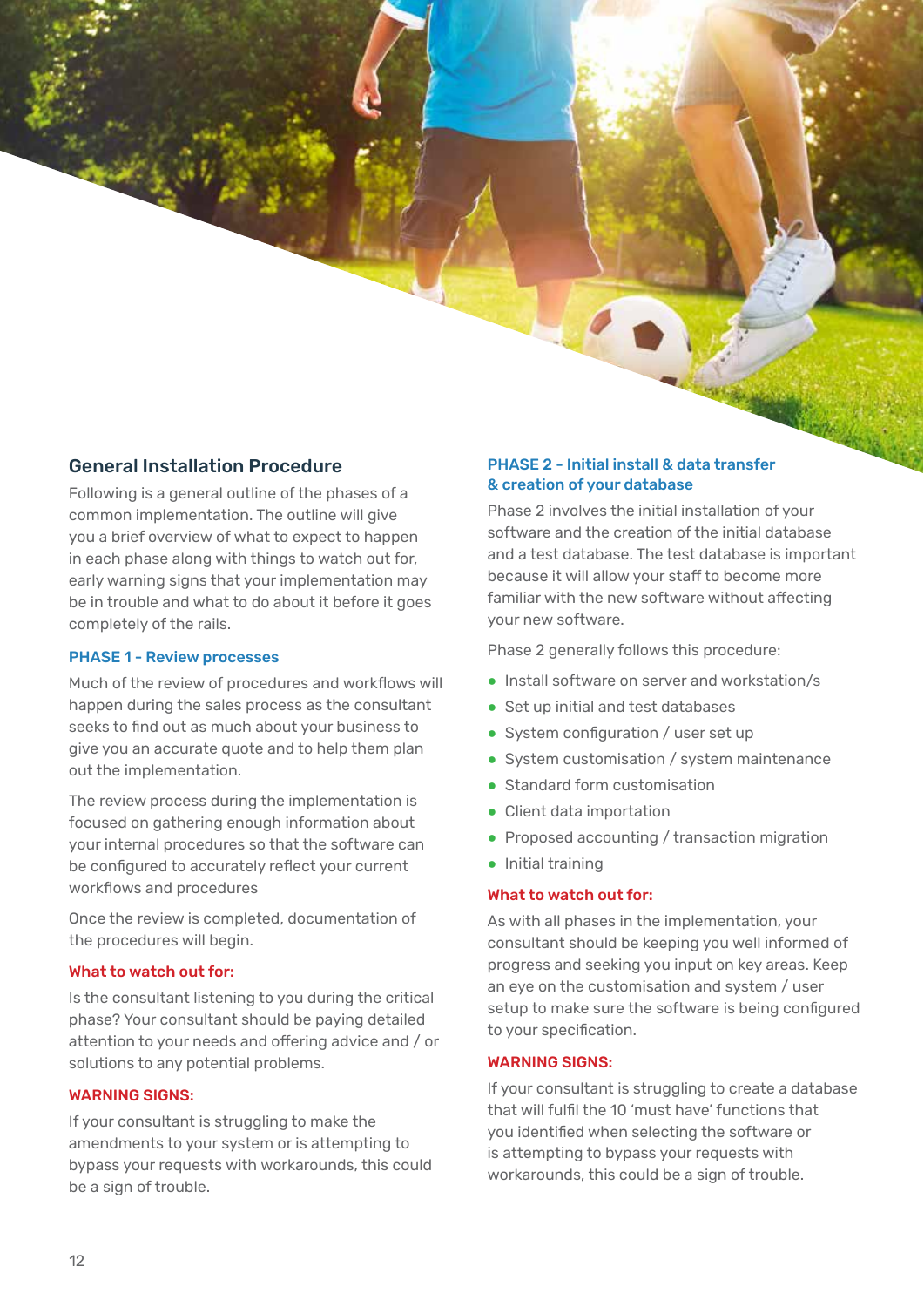## General Installation Procedure

Following is a general outline of the phases of a common implementation. The outline will give you a brief overview of what to expect to happen in each phase along with things to watch out for, early warning signs that your implementation may be in trouble and what to do about it before it goes completely of the rails.

### PHASE 1 - Review processes

Much of the review of procedures and workflows will happen during the sales process as the consultant seeks to find out as much about your business to give you an accurate quote and to help them plan out the implementation.

The review process during the implementation is focused on gathering enough information about your internal procedures so that the software can be configured to accurately reflect your current workflows and procedures

Once the review is completed, documentation of the procedures will begin.

#### What to watch out for:

Is the consultant listening to you during the critical phase? Your consultant should be paying detailed attention to your needs and offering advice and / or solutions to any potential problems.

#### WARNING SIGNS:

If your consultant is struggling to make the amendments to your system or is attempting to bypass your requests with workarounds, this could be a sign of trouble.

### PHASE 2 - Initial install & data transfer & creation of your database

Phase 2 involves the initial installation of your software and the creation of the initial database and a test database. The test database is important because it will allow your staff to become more familiar with the new software without affecting your new software.

Phase 2 generally follows this procedure:

- Install software on server and workstation/s
- Set up initial and test databases
- System configuration / user set up
- System customisation / system maintenance
- Standard form customisation
- Client data importation
- Proposed accounting / transaction migration
- Initial training

#### What to watch out for:

As with all phases in the implementation, your consultant should be keeping you well informed of progress and seeking you input on key areas. Keep an eye on the customisation and system / user setup to make sure the software is being configured to your specification.

#### WARNING SIGNS:

If your consultant is struggling to create a database that will fulfil the 10 'must have' functions that you identified when selecting the software or is attempting to bypass your requests with workarounds, this could be a sign of trouble.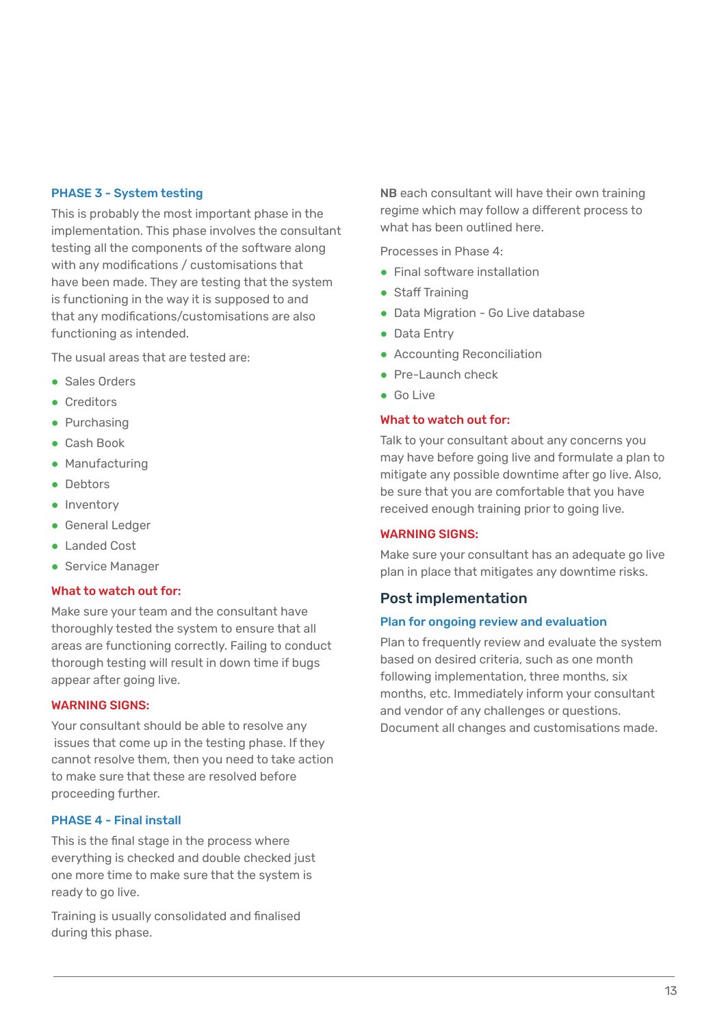### PHASE 3 - System testing

This is probably the most important phase in the implementation. This phase involves the consultant testing all the components of the software along with any modifications / customisations that have been made. They are testing that the system is functioning in the way it is supposed to and that any modifications/customisations are also functioning as intended.

The usual areas that are tested are:

- Sales Orders
- Creditors
- Purchasing
- Cash Book
- Manufacturing
- Debtors
- Inventory
- General Ledger
- Landed Cost
- Service Manager

#### What to watch out for:

Make sure your team and the consultant have thoroughly tested the system to ensure that all areas are functioning correctly. Failing to conduct thorough testing will result in down time if bugs appear after going live.

#### WARNING SIGNS:

Your consultant should be able to resolve any issues that come up in the testing phase. If they cannot resolve them, then you need to take action to make sure that these are resolved before proceeding further.

### PHASE 4 - Final install

This is the final stage in the process where everything is checked and double checked just one more time to make sure that the system is ready to go live.

Training is usually consolidated and finalised during this phase.

**NB** each consultant will have their own training regime which may follow a different process to what has been outlined here.

Processes in Phase 4:

- Final software installation
- Staff Training
- Data Migration - Go Live database
- Data Entry
- Accounting Reconciliation
- Pre-Launch check
- Go Live

#### What to watch out for:

Talk to your consultant about any concerns you may have before going live and formulate a plan to mitigate any possible downtime after go live. Also, be sure that you are comfortable that you have received enough training prior to going live.

#### WARNING SIGNS:

Make sure your consultant has an adequate go live plan in place that mitigates any downtime risks.

## Post implementation

### Plan for ongoing review and evaluation

Plan to frequently review and evaluate the system based on desired criteria, such as one month following implementation, three months, six months, etc. Immediately inform your consultant and vendor of any challenges or questions. Document all changes and customisations made.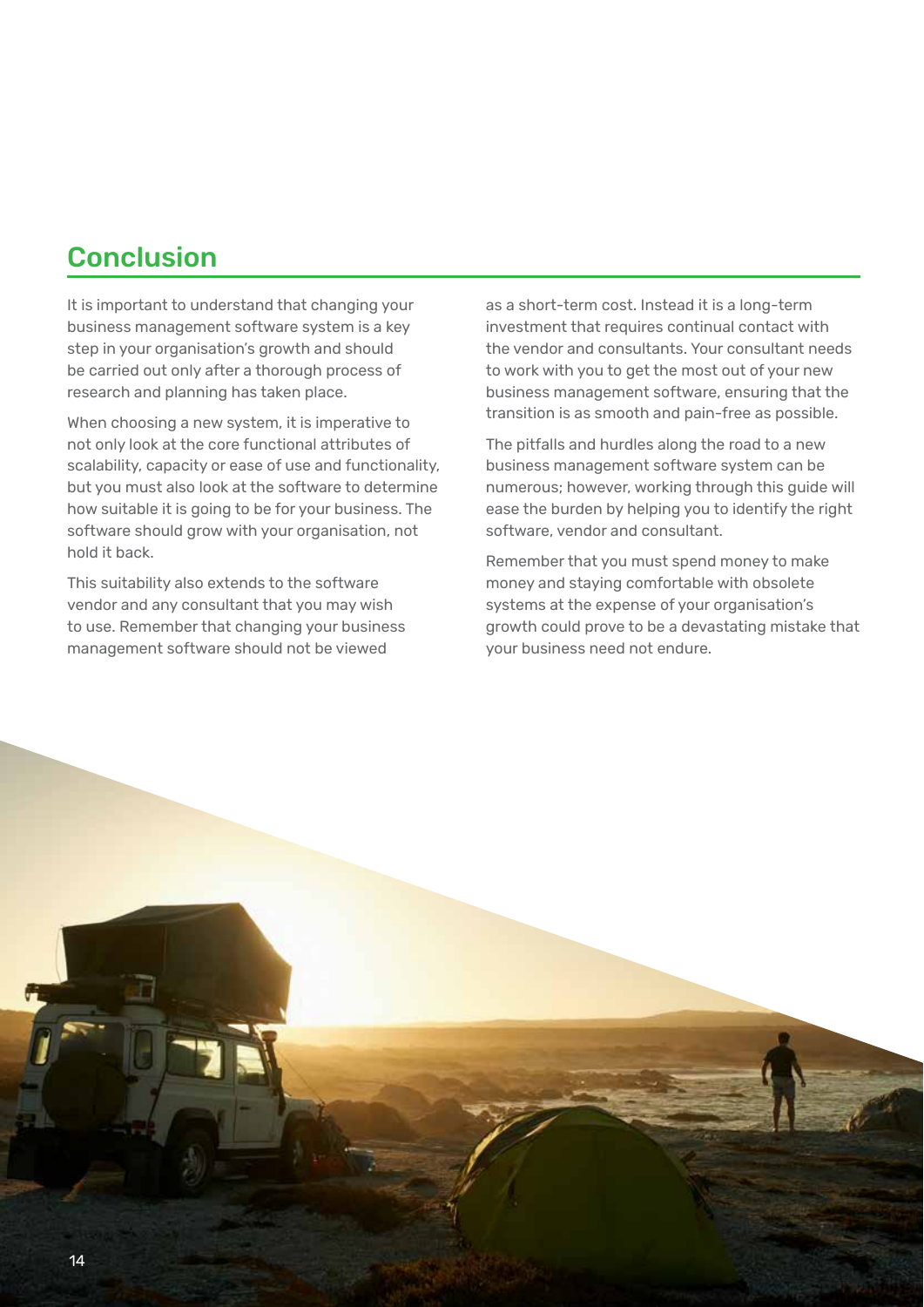## Conclusion

It is important to understand that changing your business management software system is a key step in your organisation's growth and should be carried out only after a thorough process of research and planning has taken place.

When choosing a new system, it is imperative to not only look at the core functional attributes of scalability, capacity or ease of use and functionality, but you must also look at the software to determine how suitable it is going to be for your business. The software should grow with your organisation, not hold it back.

This suitability also extends to the software vendor and any consultant that you may wish to use. Remember that changing your business management software should not be viewed as a short-term cost. Instead it is a long-term investment that requires continual contact with the vendor and consultants. Your consultant needs to work with you to get the most out of your new business management software, ensuring that the transition is as smooth and pain-free as possible.

The pitfalls and hurdles along the road to a new business management software system can be numerous; however, working through this guide will ease the burden by helping you to identify the right software, vendor and consultant.

Remember that you must spend money to make money and staying comfortable with obsolete systems at the expense of your organisation's growth could prove to be a devastating mistake that your business need not endure.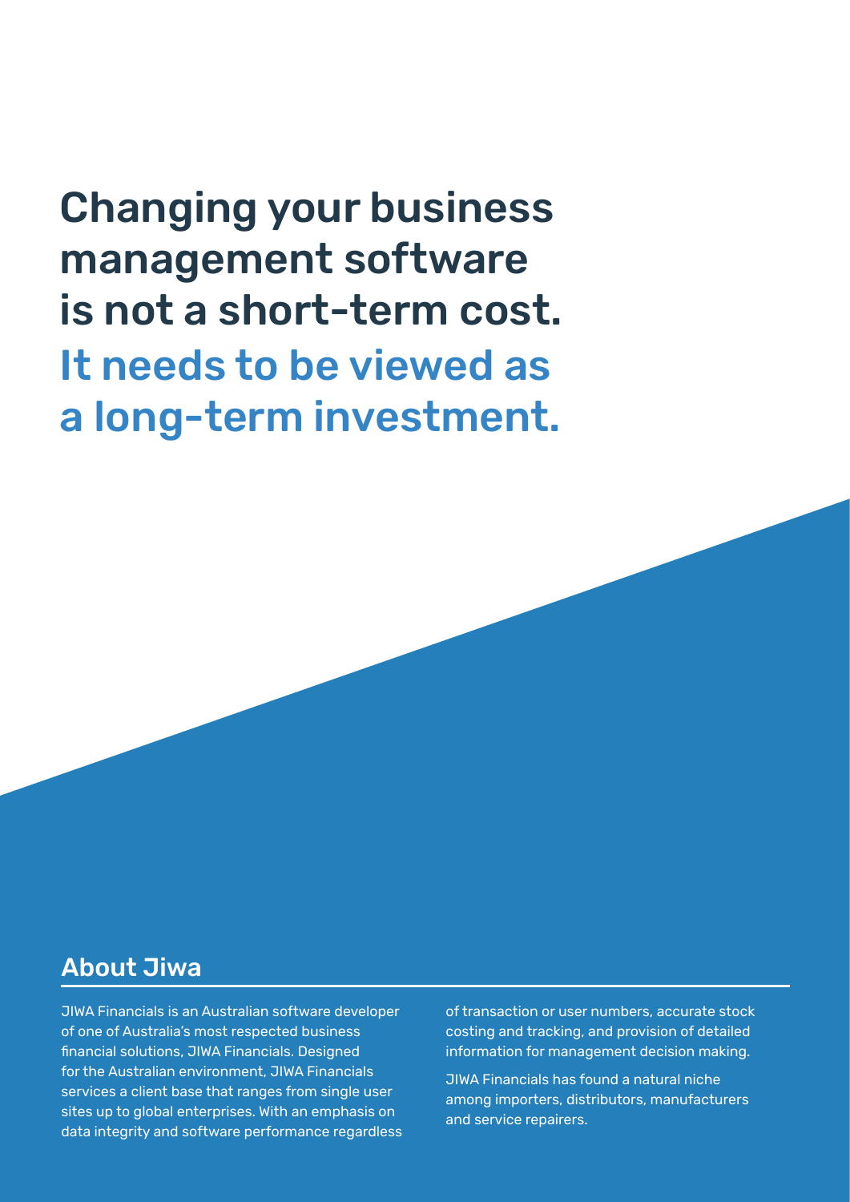# Changing your business management software is not a short-term cost. It needs to be viewed as a long-term investment.

## About Jiwa

JIWA Financials is an Australian software developer of one of Australia's most respected business financial solutions, JIWA Financials. Designed for the Australian environment, JIWA Financials services a client base that ranges from single user sites up to global enterprises. With an emphasis on data integrity and software performance regardless of transaction or user numbers, accurate stock costing and tracking, and provision of detailed information for management decision making.

JIWA Financials has found a natural niche among importers, distributors, manufacturers and service repairers.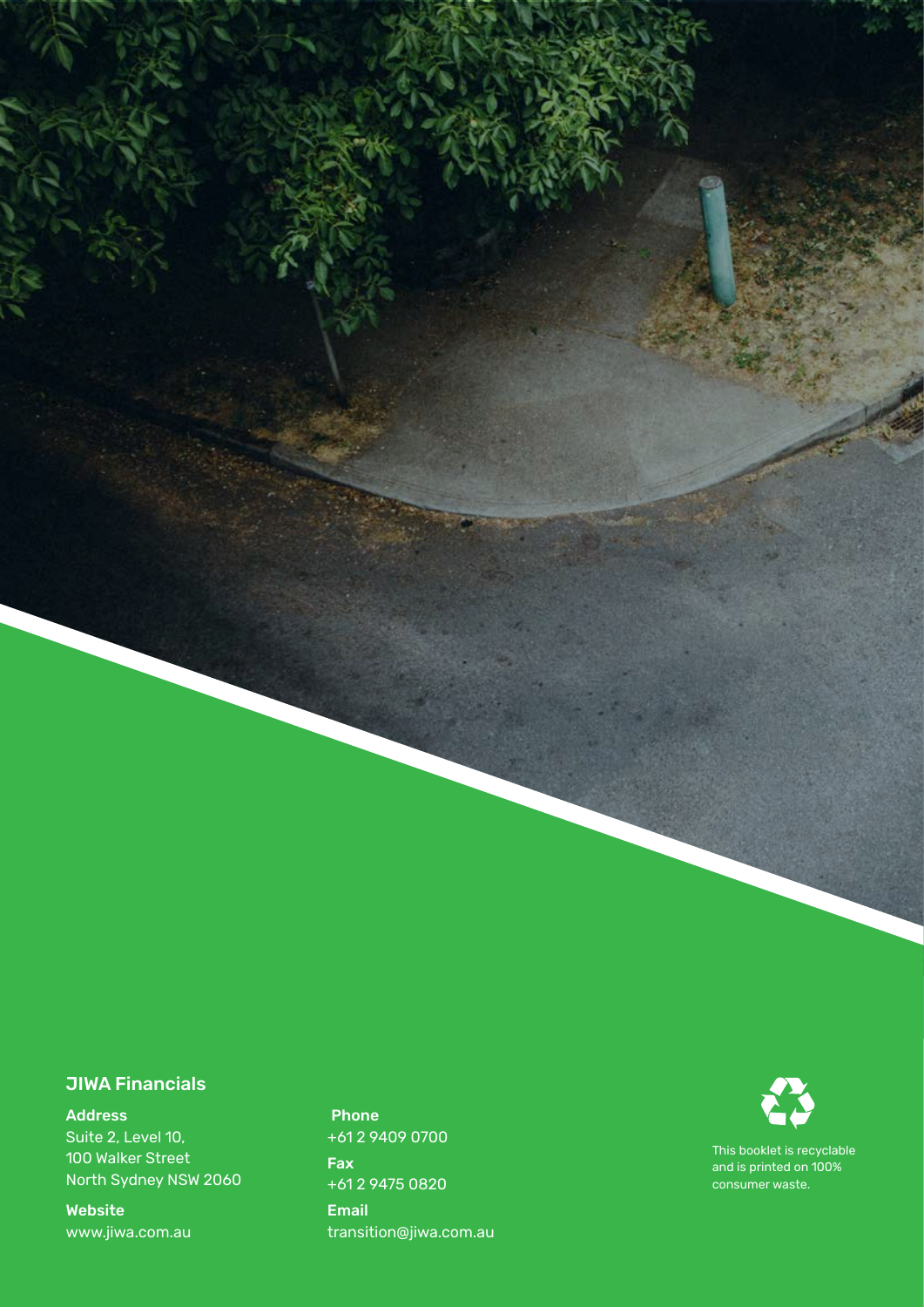## JIWA Financials

**Address**
Suite 2, Level 10,
100 Walker Street
North Sydney NSW 2060

**Website**
www.jiwa.com.au

**Phone**
+61 2 9409 0700

**Fax**
+61 2 9475 0820

**Email**
transition@jiwa.com.au

This booklet is recyclable and is printed on 100% consumer waste.